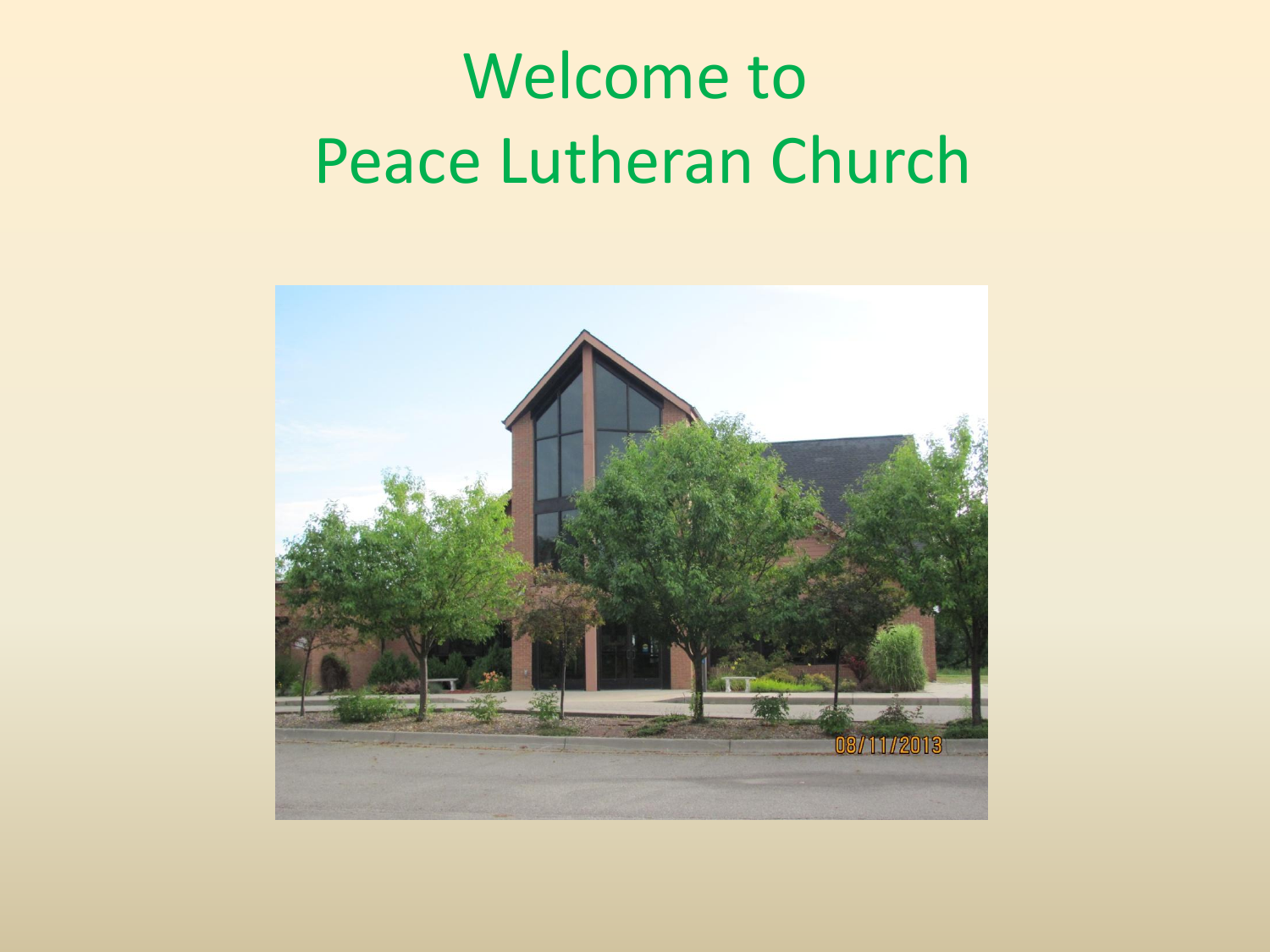# Welcome to Peace Lutheran Church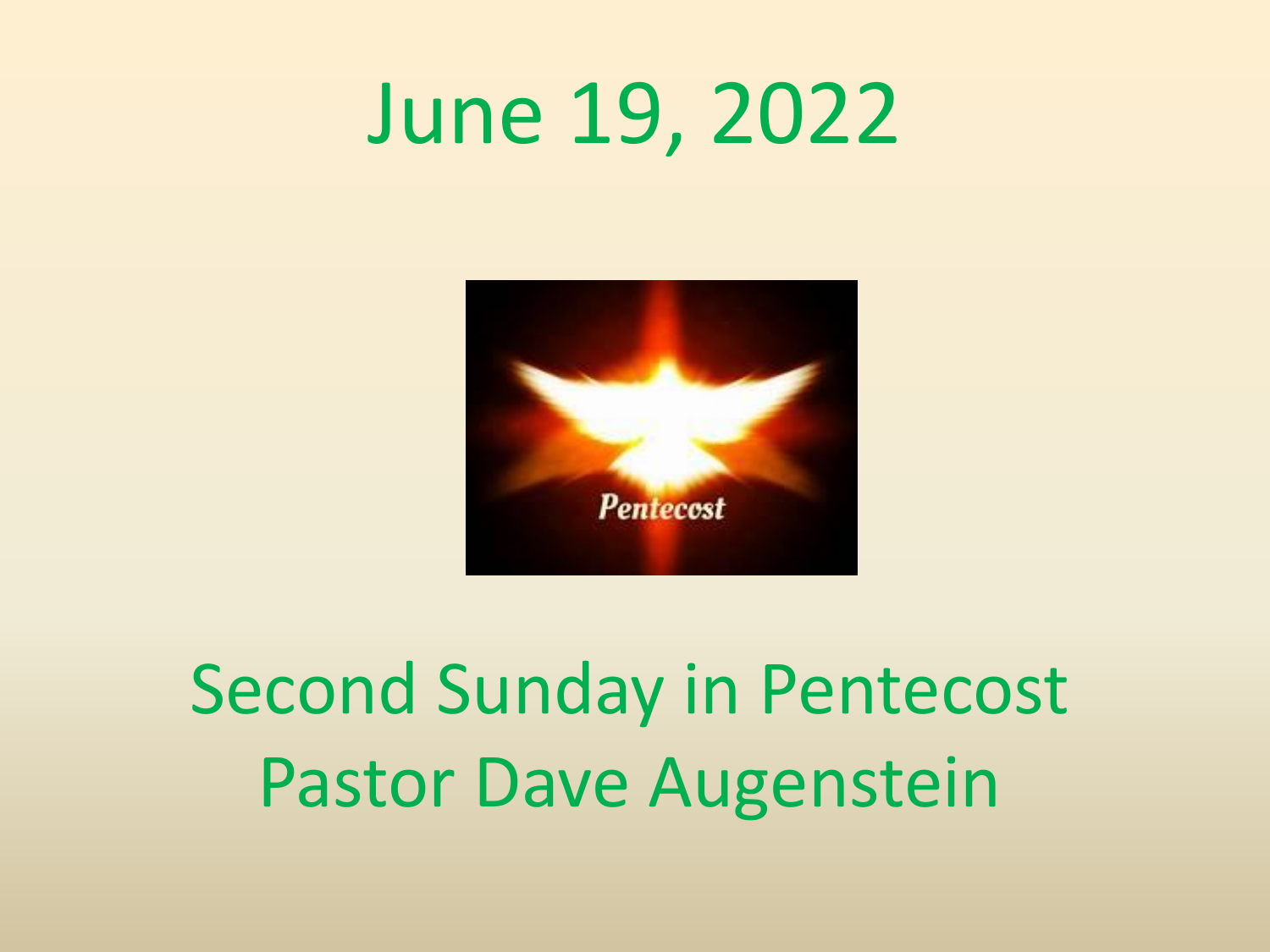# June 19, 2022

Second Sunday in Pentecost
Pastor Dave Augenstein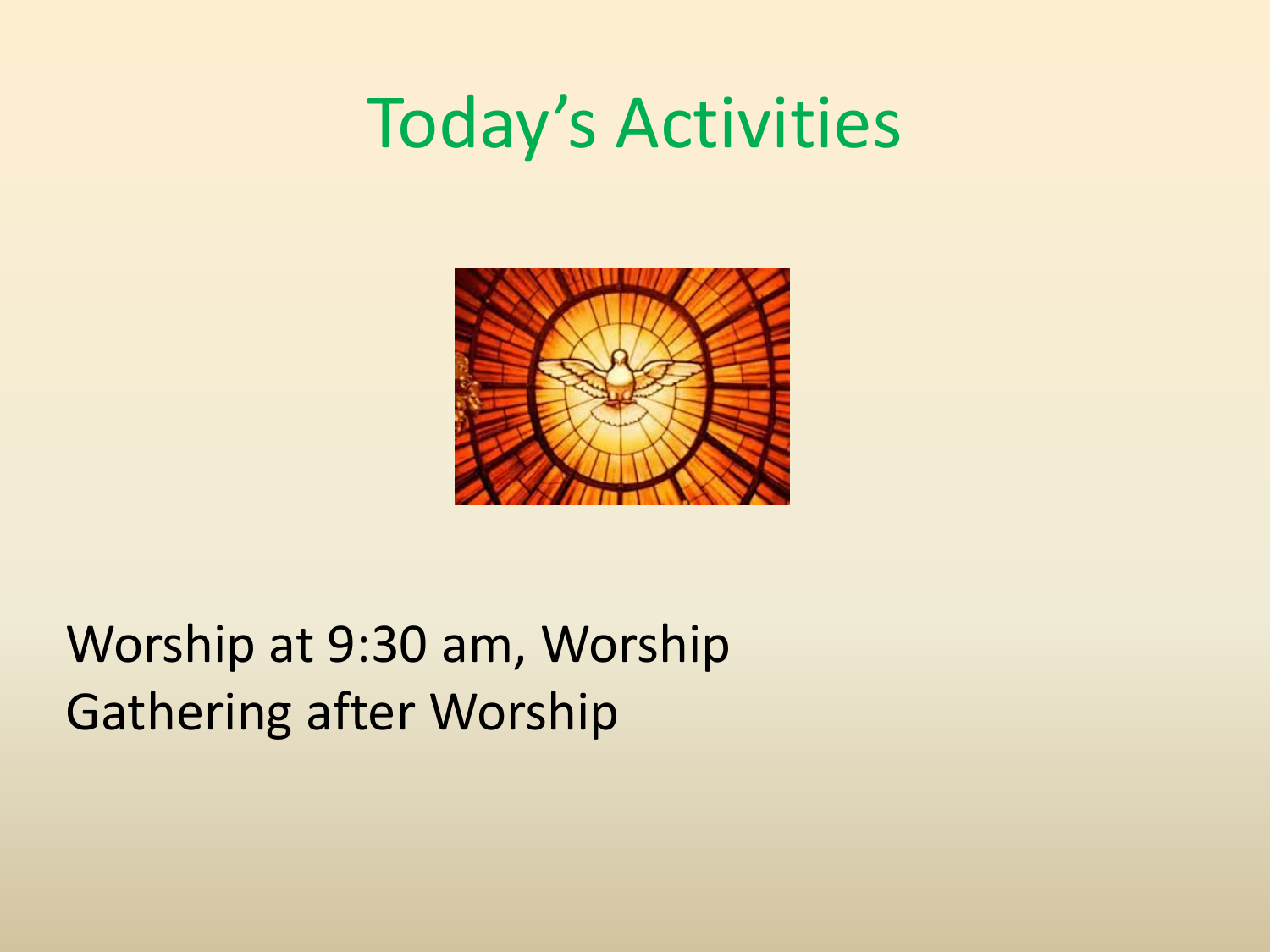# Today's Activities

Worship at 9:30 am, Worship Gathering after Worship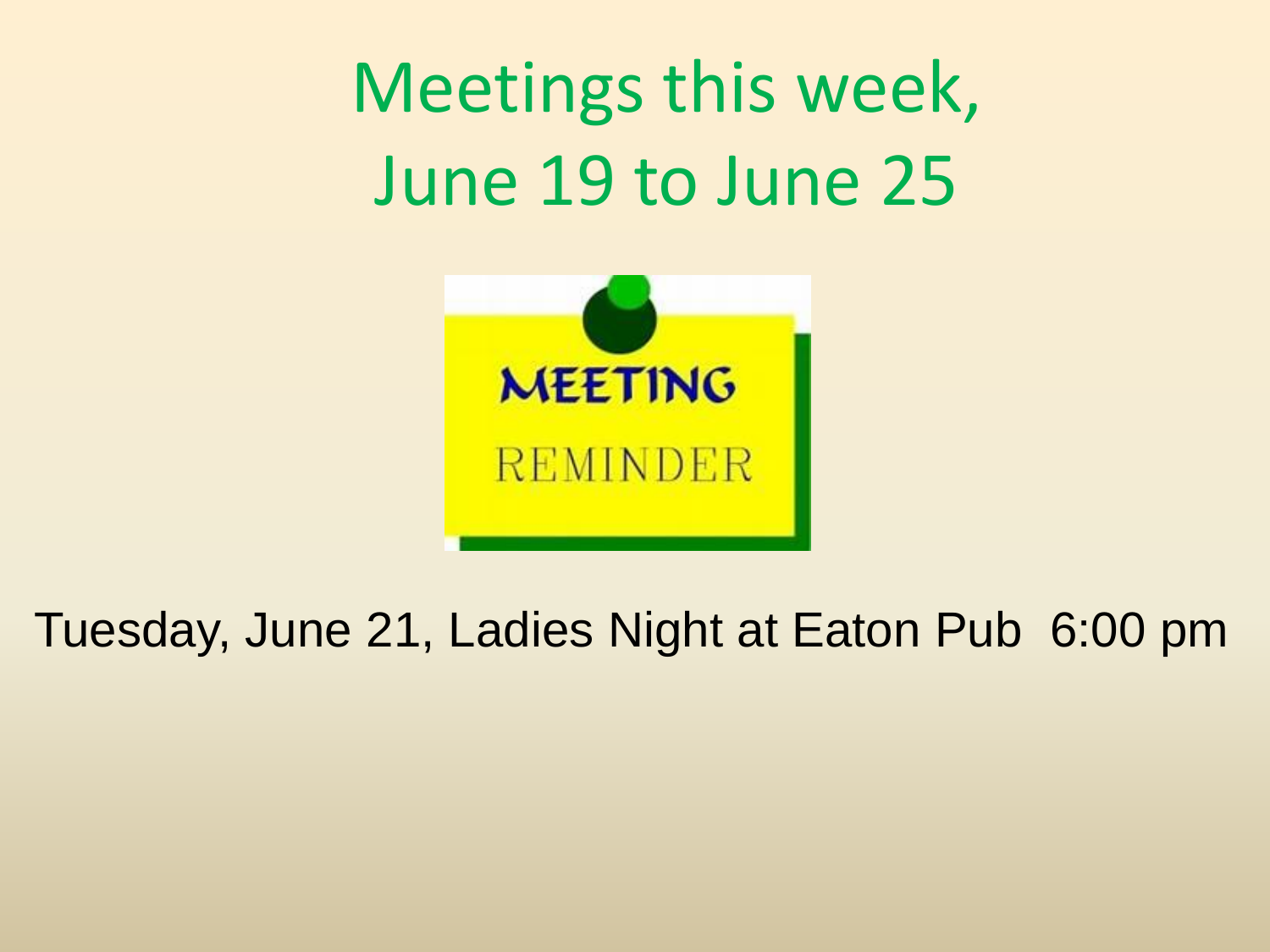# Meetings this week, June 19 to June 25

Tuesday, June 21, Ladies Night at Eaton Pub 6:00 pm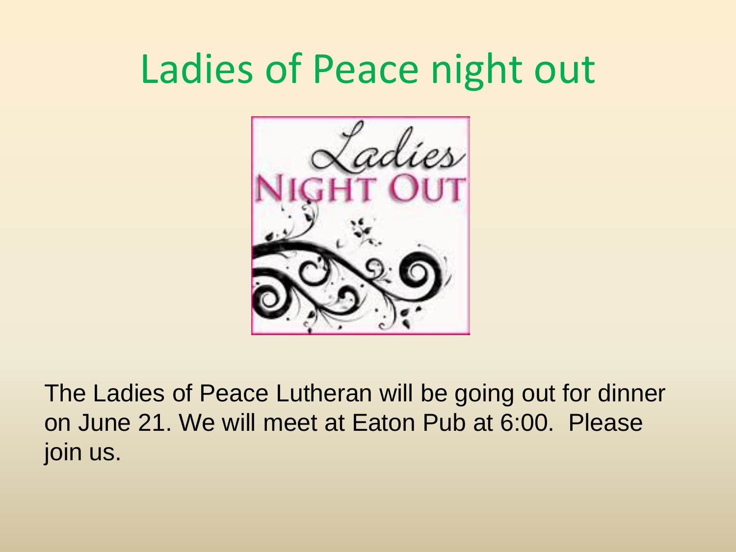# Ladies of Peace night out

The Ladies of Peace Lutheran will be going out for dinner on June 21. We will meet at Eaton Pub at 6:00. Please join us.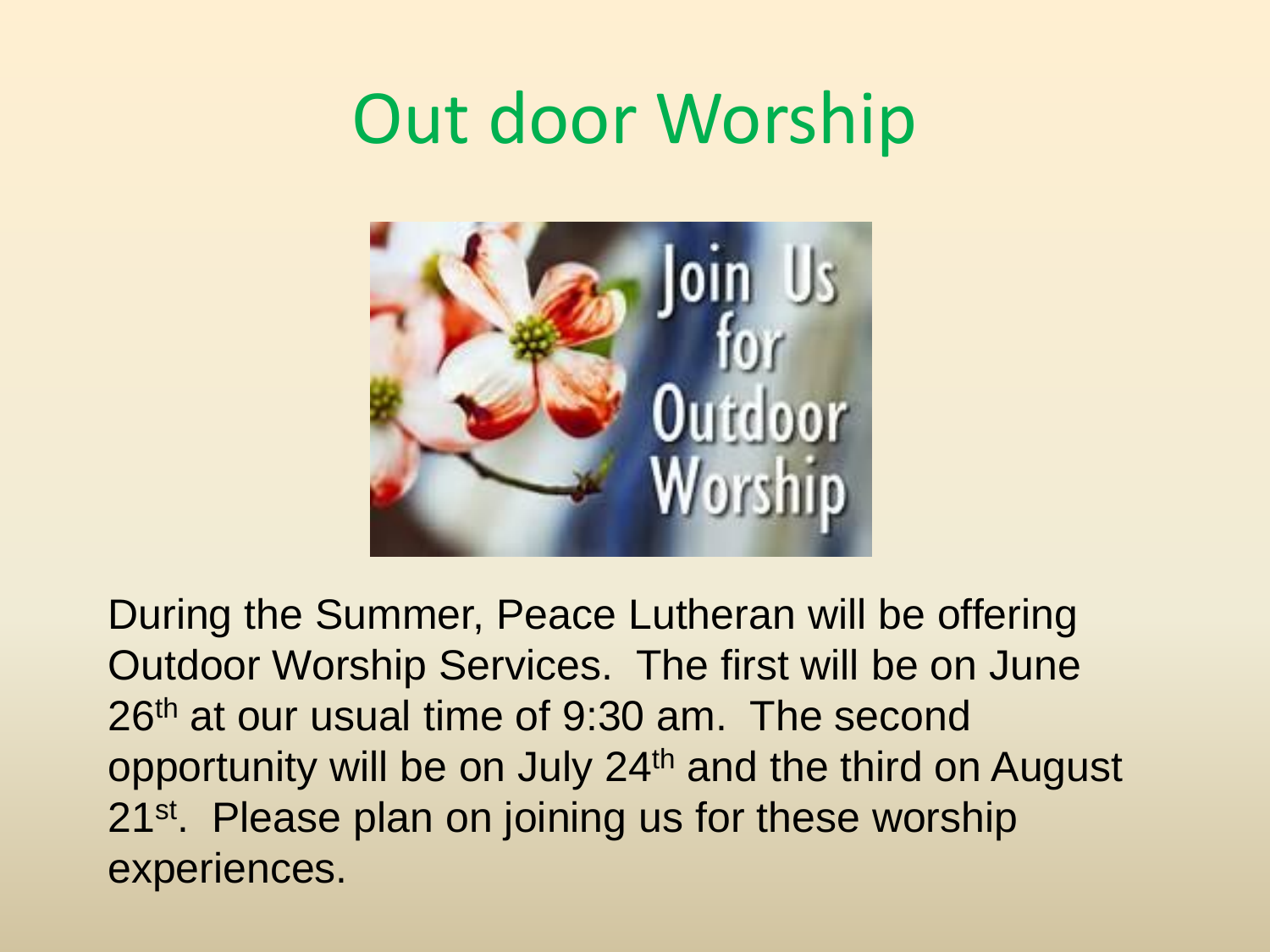# Out door Worship

During the Summer, Peace Lutheran will be offering Outdoor Worship Services. The first will be on June 26th at our usual time of 9:30 am. The second opportunity will be on July 24th and the third on August 21st. Please plan on joining us for these worship experiences.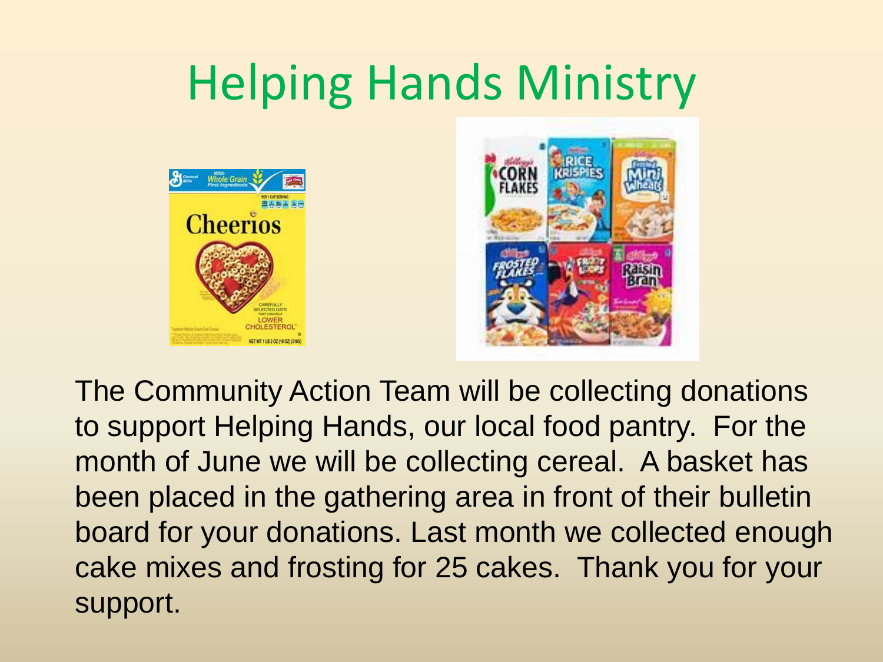# Helping Hands Ministry

The Community Action Team will be collecting donations to support Helping Hands, our local food pantry. For the month of June we will be collecting cereal. A basket has been placed in the gathering area in front of their bulletin board for your donations. Last month we collected enough cake mixes and frosting for 25 cakes. Thank you for your support.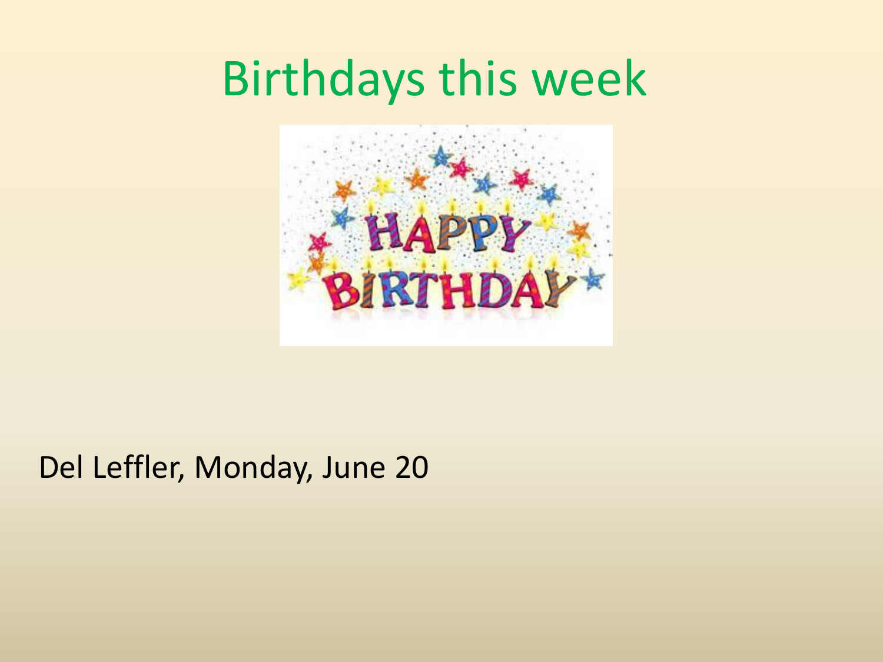# Birthdays this week

Del Leffler, Monday, June 20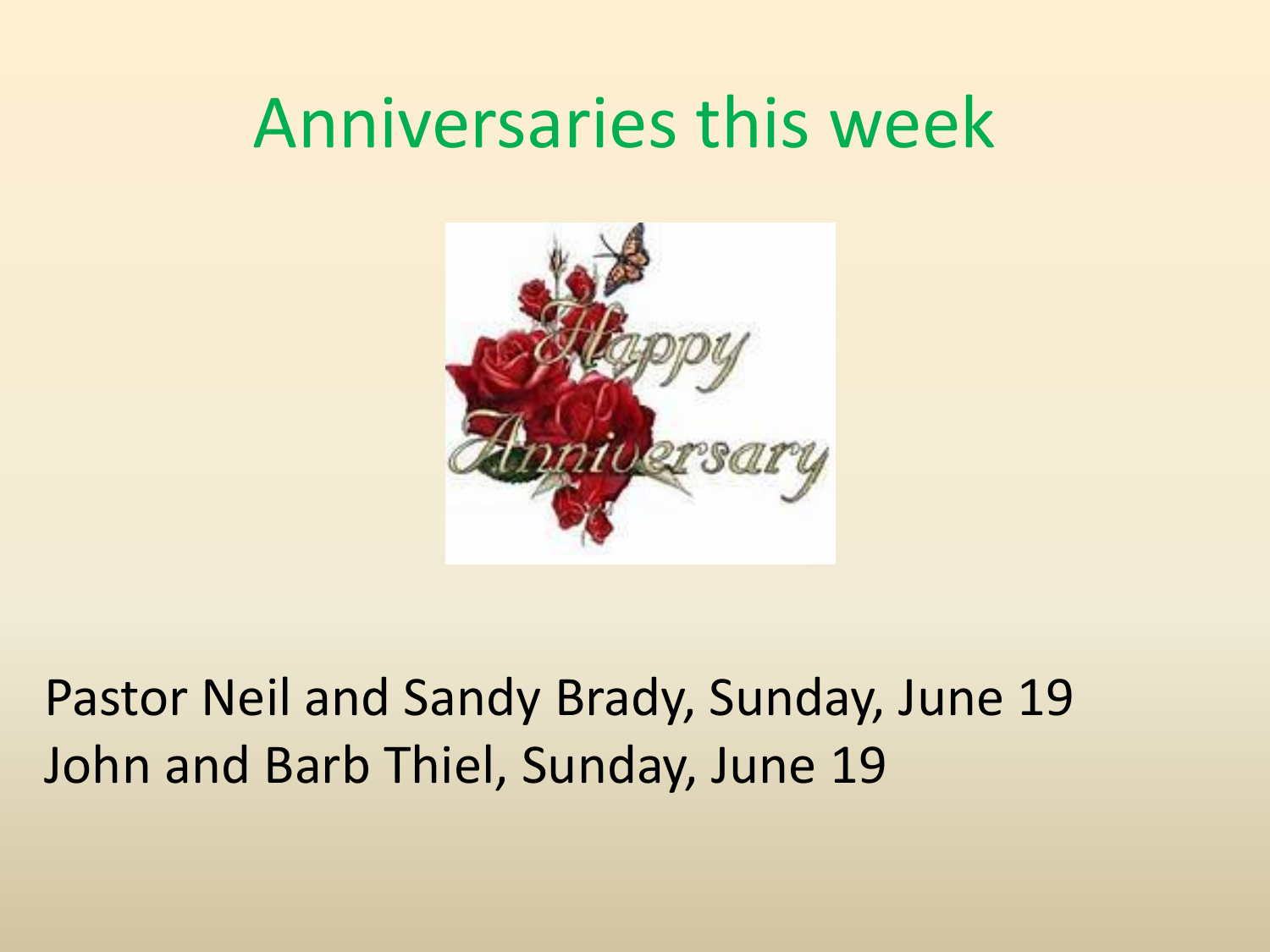# Anniversaries this week

Pastor Neil and Sandy Brady, Sunday, June 19
John and Barb Thiel, Sunday, June 19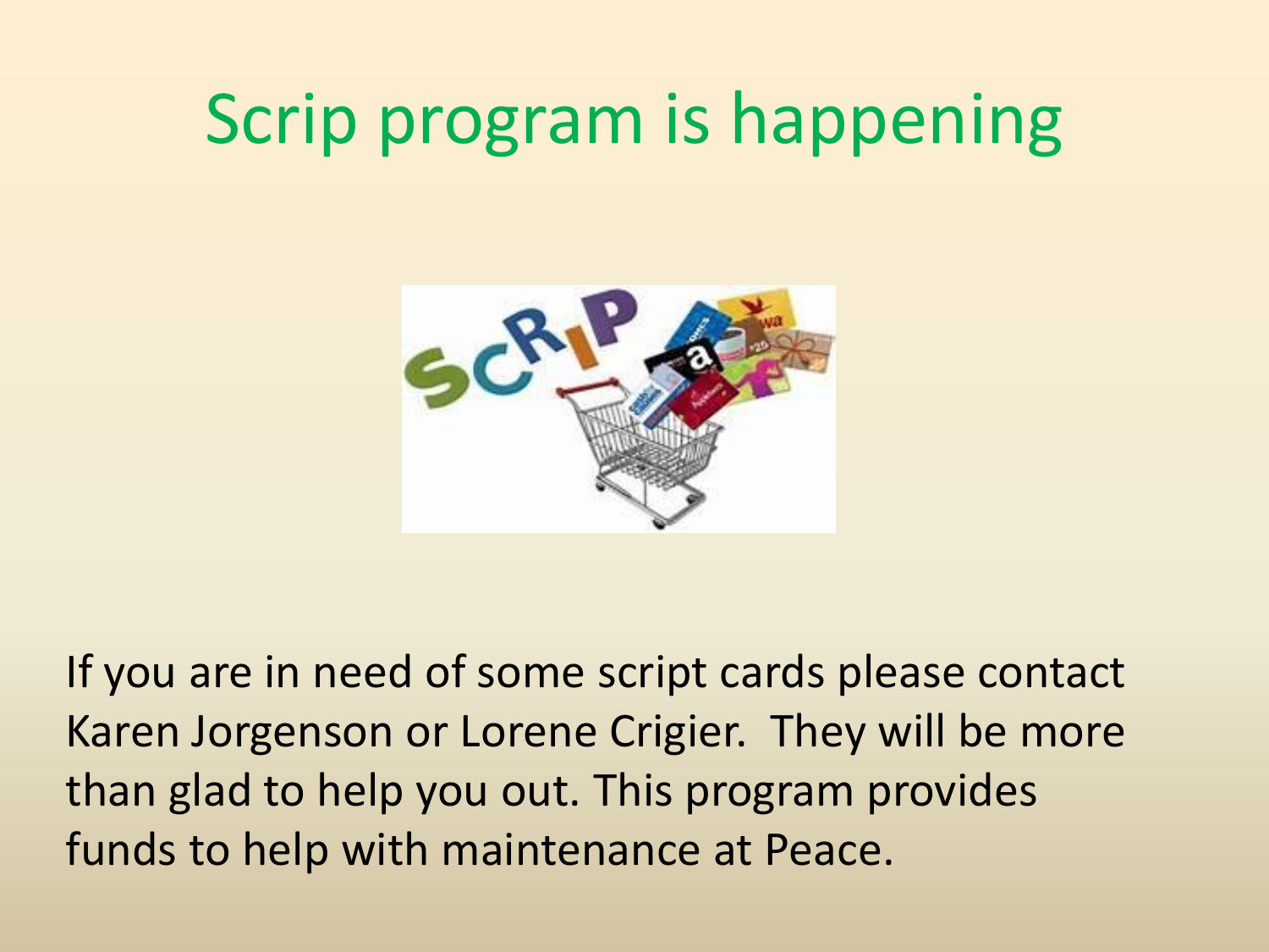# Scrip program is happening

If you are in need of some script cards please contact Karen Jorgenson or Lorene Crigier. They will be more than glad to help you out. This program provides funds to help with maintenance at Peace.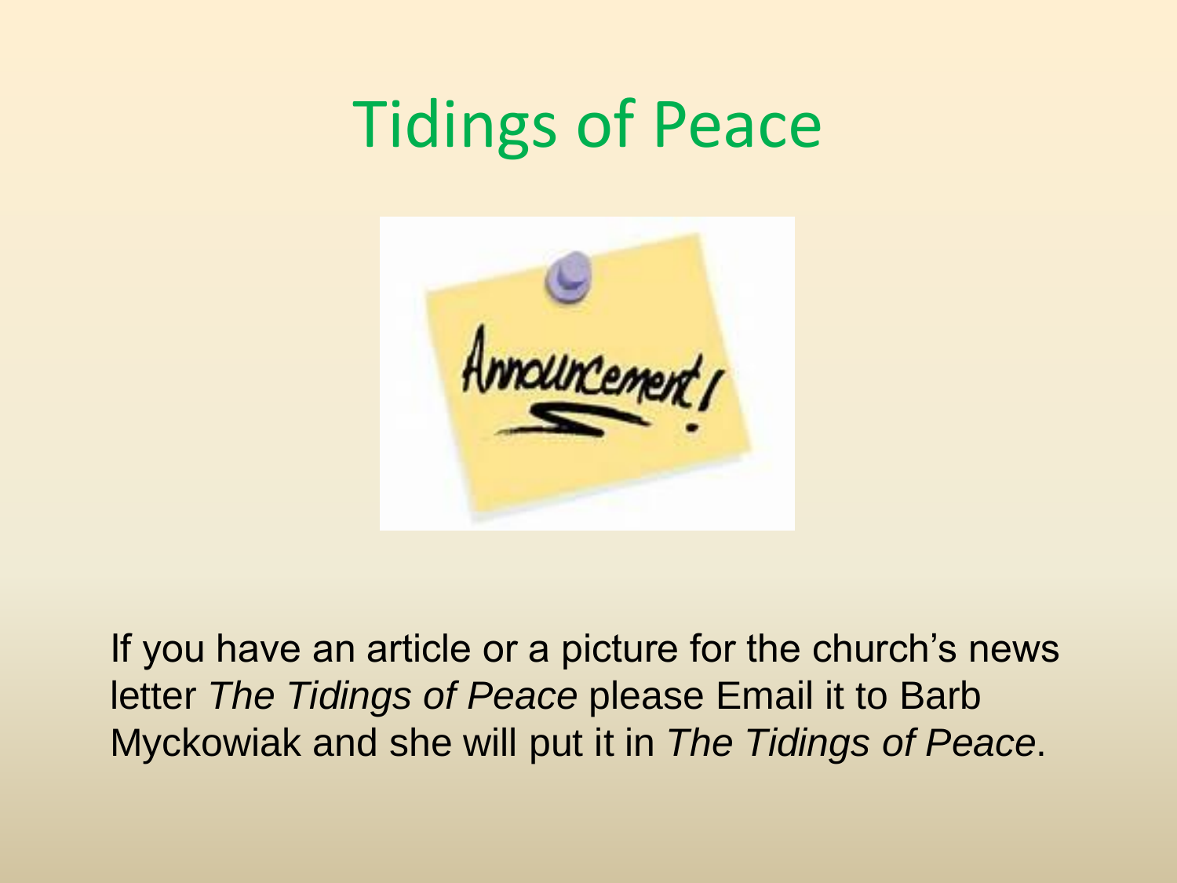# Tidings of Peace

If you have an article or a picture for the church's news letter *The Tidings of Peace* please Email it to Barb Myckowiak and she will put it in *The Tidings of Peace*.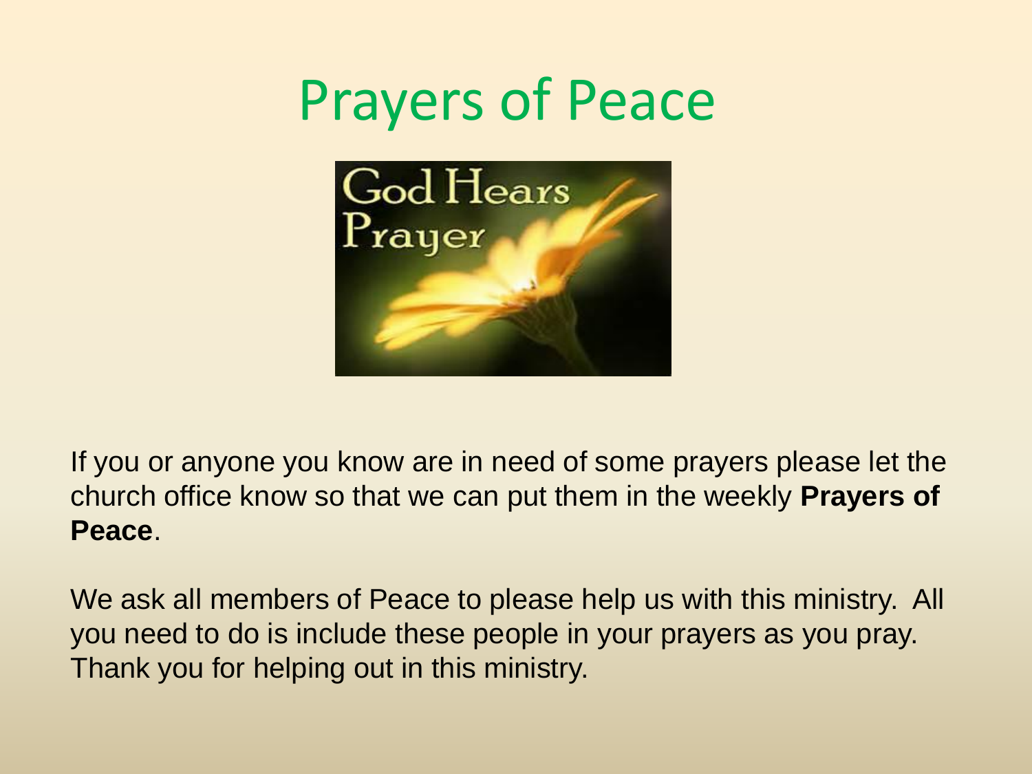# Prayers of Peace

If you or anyone you know are in need of some prayers please let the church office know so that we can put them in the weekly **Prayers of Peace**.

We ask all members of Peace to please help us with this ministry. All you need to do is include these people in your prayers as you pray. Thank you for helping out in this ministry.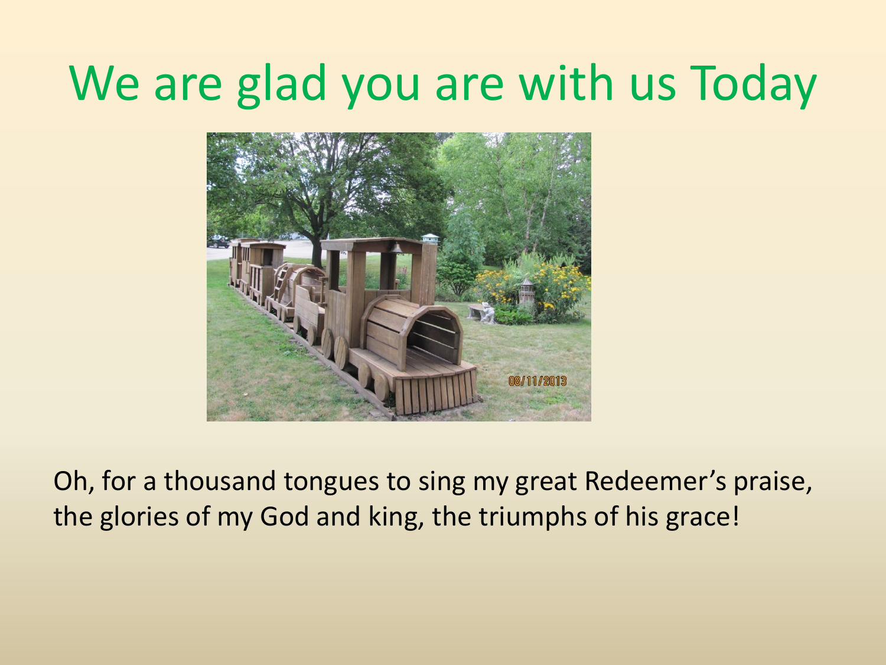# We are glad you are with us Today

Oh, for a thousand tongues to sing my great Redeemer's praise, the glories of my God and king, the triumphs of his grace!